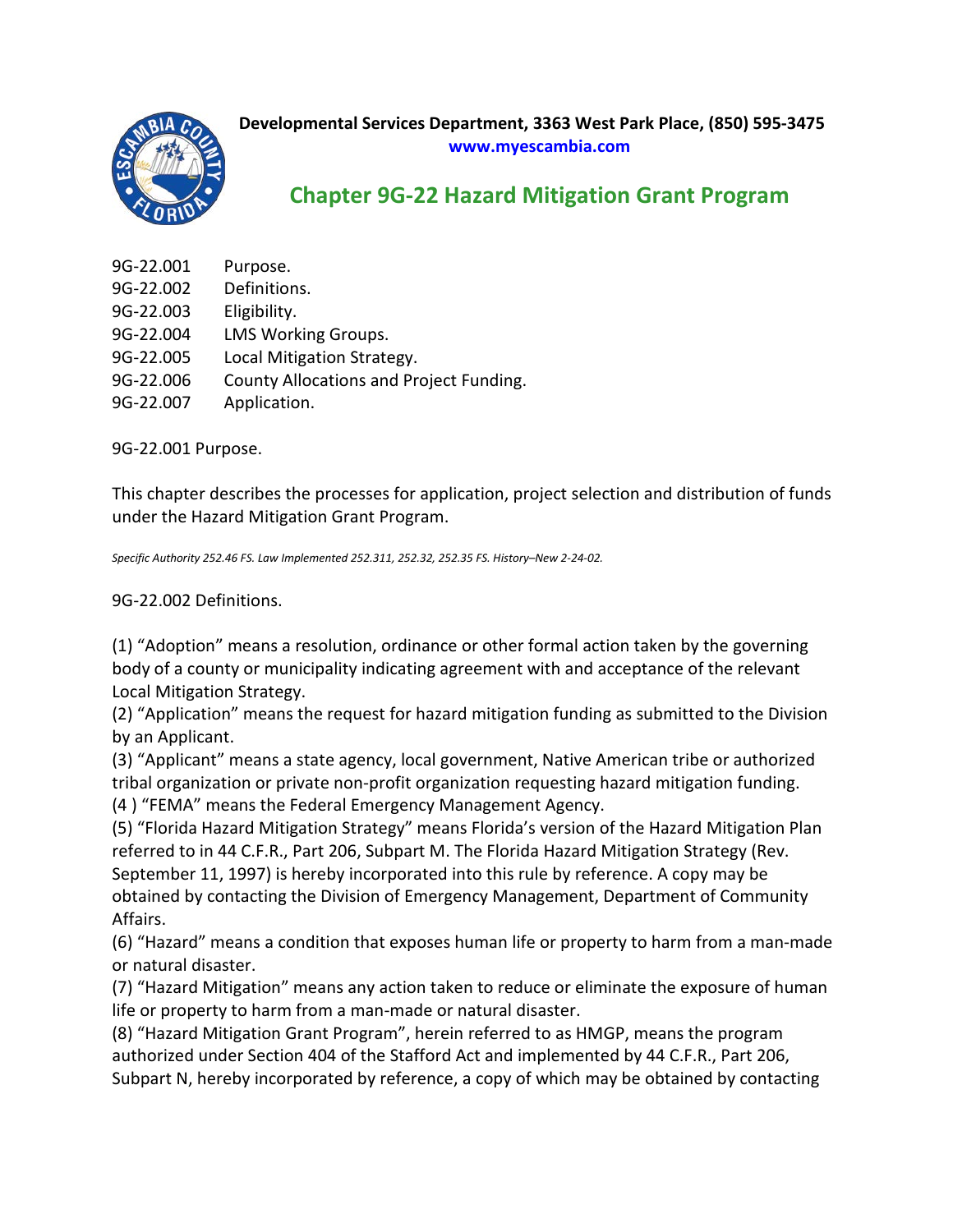**Developmental Services Department, 3363 West Park Place, (850) 595-3475**
**www.myescambia.com**

# Chapter 9G-22 Hazard Mitigation Grant Program

9G-22.001 Purpose.
9G-22.002 Definitions.
9G-22.003 Eligibility.
9G-22.004 LMS Working Groups.
9G-22.005 Local Mitigation Strategy.
9G-22.006 County Allocations and Project Funding.
9G-22.007 Application.

9G-22.001 Purpose.

This chapter describes the processes for application, project selection and distribution of funds under the Hazard Mitigation Grant Program.

*Specific Authority 252.46 FS. Law Implemented 252.311, 252.32, 252.35 FS. History–New 2-24-02.*

9G-22.002 Definitions.

(1) "Adoption" means a resolution, ordinance or other formal action taken by the governing body of a county or municipality indicating agreement with and acceptance of the relevant Local Mitigation Strategy.
(2) "Application" means the request for hazard mitigation funding as submitted to the Division by an Applicant.
(3) "Applicant" means a state agency, local government, Native American tribe or authorized tribal organization or private non-profit organization requesting hazard mitigation funding.
(4 ) "FEMA" means the Federal Emergency Management Agency.
(5) "Florida Hazard Mitigation Strategy" means Florida's version of the Hazard Mitigation Plan referred to in 44 C.F.R., Part 206, Subpart M. The Florida Hazard Mitigation Strategy (Rev. September 11, 1997) is hereby incorporated into this rule by reference. A copy may be obtained by contacting the Division of Emergency Management, Department of Community Affairs.
(6) "Hazard" means a condition that exposes human life or property to harm from a man-made or natural disaster.
(7) "Hazard Mitigation" means any action taken to reduce or eliminate the exposure of human life or property to harm from a man-made or natural disaster.
(8) "Hazard Mitigation Grant Program", herein referred to as HMGP, means the program authorized under Section 404 of the Stafford Act and implemented by 44 C.F.R., Part 206, Subpart N, hereby incorporated by reference, a copy of which may be obtained by contacting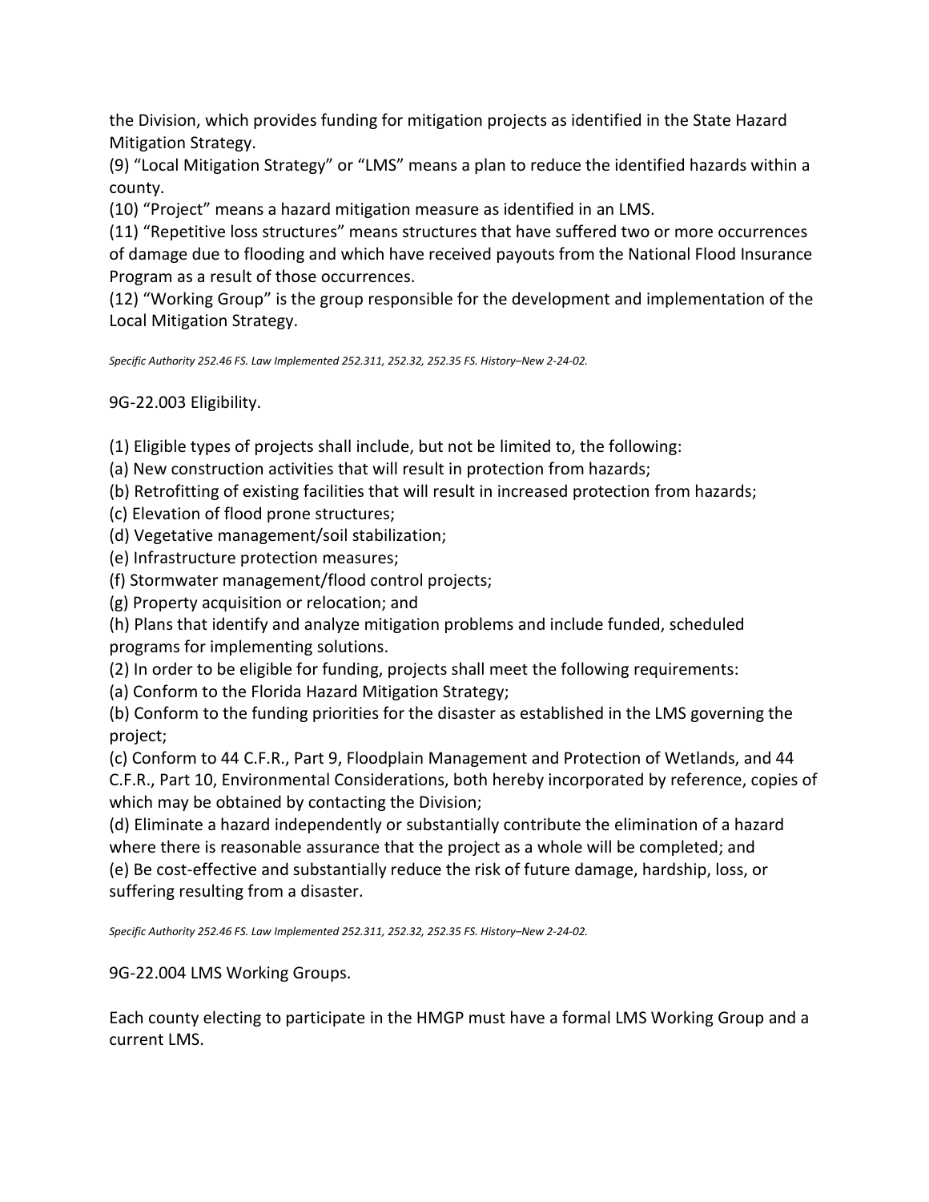the Division, which provides funding for mitigation projects as identified in the State Hazard Mitigation Strategy.

(9) "Local Mitigation Strategy" or "LMS" means a plan to reduce the identified hazards within a county.

(10) "Project" means a hazard mitigation measure as identified in an LMS.

(11) "Repetitive loss structures" means structures that have suffered two or more occurrences of damage due to flooding and which have received payouts from the National Flood Insurance Program as a result of those occurrences.

(12) "Working Group" is the group responsible for the development and implementation of the Local Mitigation Strategy.

*Specific Authority 252.46 FS. Law Implemented 252.311, 252.32, 252.35 FS. History–New 2-24-02.*

## 9G-22.003 Eligibility.

(1) Eligible types of projects shall include, but not be limited to, the following:

(a) New construction activities that will result in protection from hazards;

(b) Retrofitting of existing facilities that will result in increased protection from hazards;

(c) Elevation of flood prone structures;

(d) Vegetative management/soil stabilization;

(e) Infrastructure protection measures;

(f) Stormwater management/flood control projects;

(g) Property acquisition or relocation; and

(h) Plans that identify and analyze mitigation problems and include funded, scheduled programs for implementing solutions.

(2) In order to be eligible for funding, projects shall meet the following requirements:

(a) Conform to the Florida Hazard Mitigation Strategy;

(b) Conform to the funding priorities for the disaster as established in the LMS governing the project;

(c) Conform to 44 C.F.R., Part 9, Floodplain Management and Protection of Wetlands, and 44 C.F.R., Part 10, Environmental Considerations, both hereby incorporated by reference, copies of which may be obtained by contacting the Division;

(d) Eliminate a hazard independently or substantially contribute the elimination of a hazard where there is reasonable assurance that the project as a whole will be completed; and

(e) Be cost-effective and substantially reduce the risk of future damage, hardship, loss, or suffering resulting from a disaster.

*Specific Authority 252.46 FS. Law Implemented 252.311, 252.32, 252.35 FS. History–New 2-24-02.*

## 9G-22.004 LMS Working Groups.

Each county electing to participate in the HMGP must have a formal LMS Working Group and a current LMS.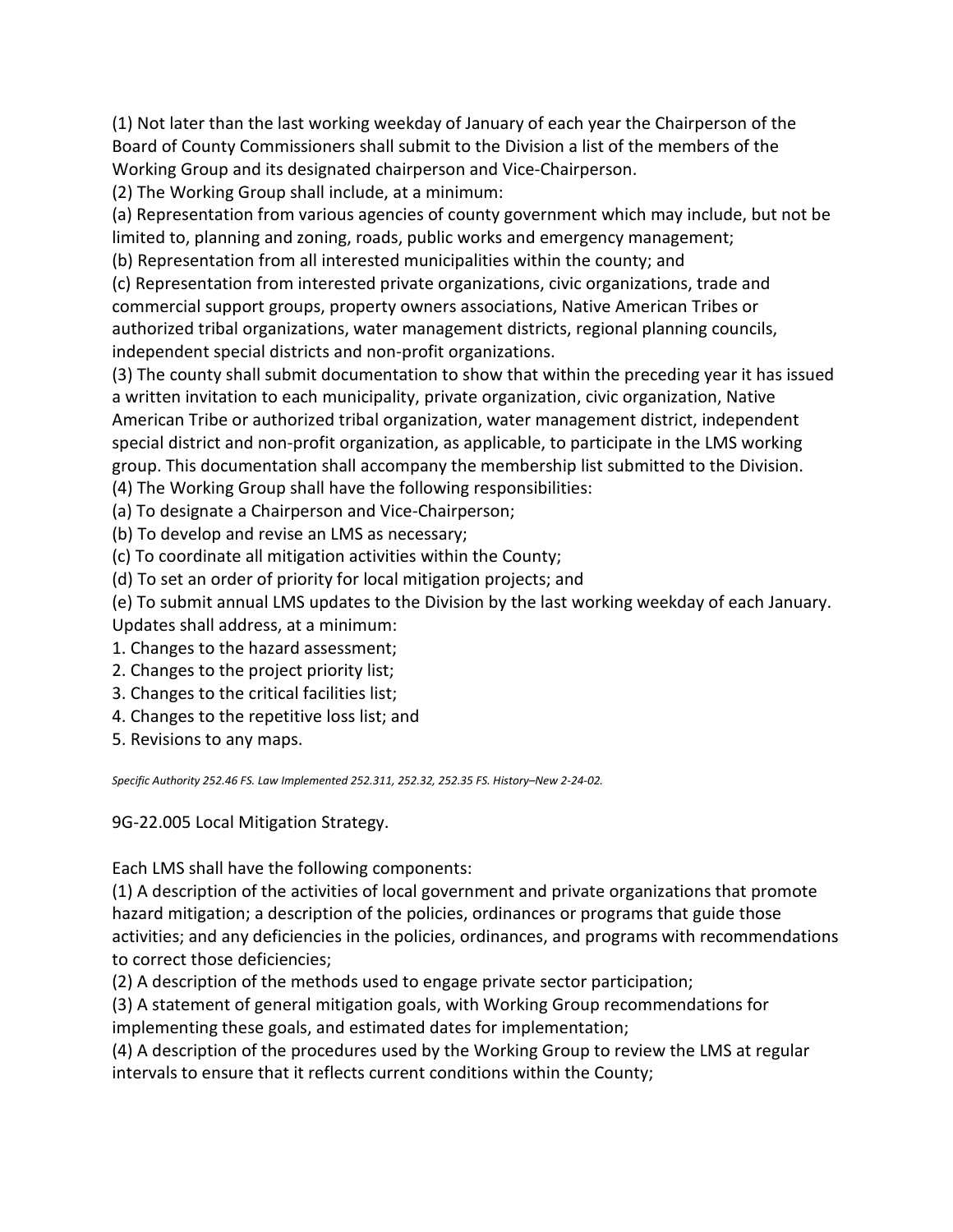(1) Not later than the last working weekday of January of each year the Chairperson of the Board of County Commissioners shall submit to the Division a list of the members of the Working Group and its designated chairperson and Vice-Chairperson.

(2) The Working Group shall include, at a minimum:

(a) Representation from various agencies of county government which may include, but not be limited to, planning and zoning, roads, public works and emergency management;

(b) Representation from all interested municipalities within the county; and

(c) Representation from interested private organizations, civic organizations, trade and commercial support groups, property owners associations, Native American Tribes or authorized tribal organizations, water management districts, regional planning councils, independent special districts and non-profit organizations.

(3) The county shall submit documentation to show that within the preceding year it has issued a written invitation to each municipality, private organization, civic organization, Native American Tribe or authorized tribal organization, water management district, independent special district and non-profit organization, as applicable, to participate in the LMS working group. This documentation shall accompany the membership list submitted to the Division.

(4) The Working Group shall have the following responsibilities:

(a) To designate a Chairperson and Vice-Chairperson;

(b) To develop and revise an LMS as necessary;

(c) To coordinate all mitigation activities within the County;

(d) To set an order of priority for local mitigation projects; and

(e) To submit annual LMS updates to the Division by the last working weekday of each January. Updates shall address, at a minimum:

1. Changes to the hazard assessment;
2. Changes to the project priority list;
3. Changes to the critical facilities list;
4. Changes to the repetitive loss list; and
5. Revisions to any maps.

*Specific Authority 252.46 FS. Law Implemented 252.311, 252.32, 252.35 FS. History–New 2-24-02.*

9G-22.005 Local Mitigation Strategy.

Each LMS shall have the following components:

(1) A description of the activities of local government and private organizations that promote hazard mitigation; a description of the policies, ordinances or programs that guide those activities; and any deficiencies in the policies, ordinances, and programs with recommendations to correct those deficiencies;

(2) A description of the methods used to engage private sector participation;

(3) A statement of general mitigation goals, with Working Group recommendations for implementing these goals, and estimated dates for implementation;

(4) A description of the procedures used by the Working Group to review the LMS at regular intervals to ensure that it reflects current conditions within the County;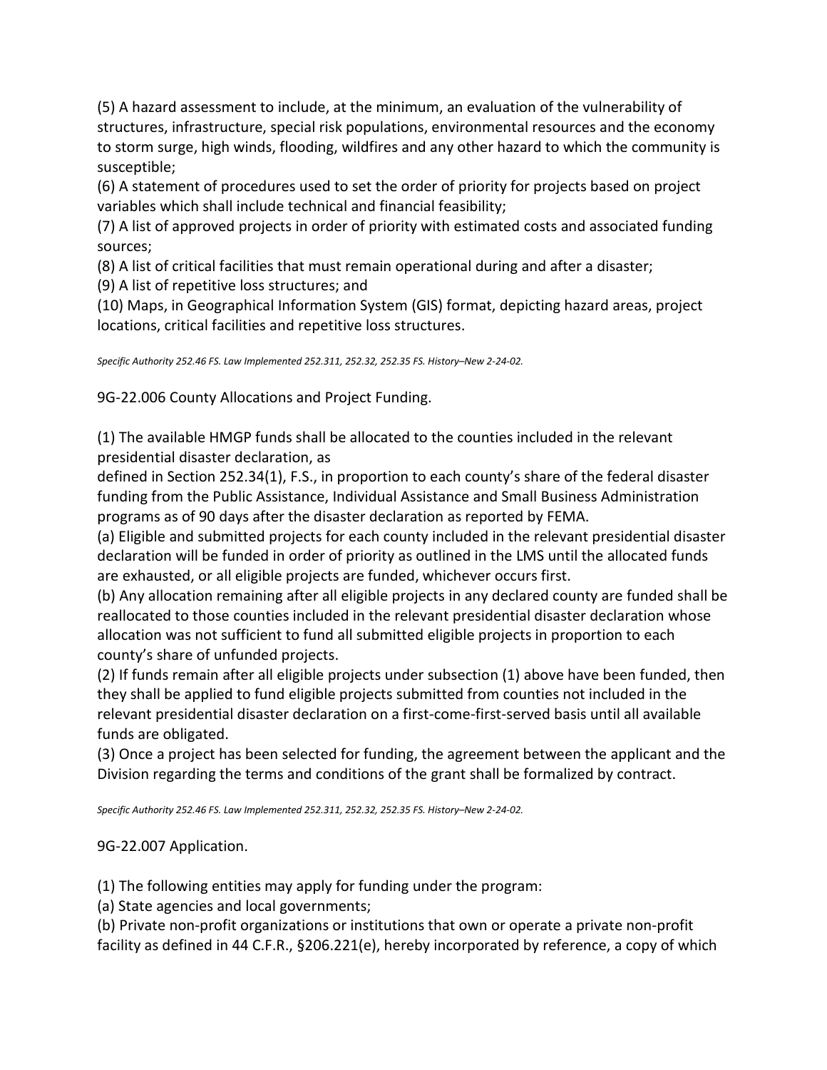(5) A hazard assessment to include, at the minimum, an evaluation of the vulnerability of structures, infrastructure, special risk populations, environmental resources and the economy to storm surge, high winds, flooding, wildfires and any other hazard to which the community is susceptible;

(6) A statement of procedures used to set the order of priority for projects based on project variables which shall include technical and financial feasibility;

(7) A list of approved projects in order of priority with estimated costs and associated funding sources;

(8) A list of critical facilities that must remain operational during and after a disaster;

(9) A list of repetitive loss structures; and

(10) Maps, in Geographical Information System (GIS) format, depicting hazard areas, project locations, critical facilities and repetitive loss structures.

*Specific Authority 252.46 FS. Law Implemented 252.311, 252.32, 252.35 FS. History–New 2-24-02.*

9G-22.006 County Allocations and Project Funding.

(1) The available HMGP funds shall be allocated to the counties included in the relevant presidential disaster declaration, as defined in Section 252.34(1), F.S., in proportion to each county's share of the federal disaster funding from the Public Assistance, Individual Assistance and Small Business Administration programs as of 90 days after the disaster declaration as reported by FEMA.

(a) Eligible and submitted projects for each county included in the relevant presidential disaster declaration will be funded in order of priority as outlined in the LMS until the allocated funds are exhausted, or all eligible projects are funded, whichever occurs first.

(b) Any allocation remaining after all eligible projects in any declared county are funded shall be reallocated to those counties included in the relevant presidential disaster declaration whose allocation was not sufficient to fund all submitted eligible projects in proportion to each county's share of unfunded projects.

(2) If funds remain after all eligible projects under subsection (1) above have been funded, then they shall be applied to fund eligible projects submitted from counties not included in the relevant presidential disaster declaration on a first-come-first-served basis until all available funds are obligated.

(3) Once a project has been selected for funding, the agreement between the applicant and the Division regarding the terms and conditions of the grant shall be formalized by contract.

*Specific Authority 252.46 FS. Law Implemented 252.311, 252.32, 252.35 FS. History–New 2-24-02.*

9G-22.007 Application.

(1) The following entities may apply for funding under the program:

(a) State agencies and local governments;

(b) Private non-profit organizations or institutions that own or operate a private non-profit facility as defined in 44 C.F.R., §206.221(e), hereby incorporated by reference, a copy of which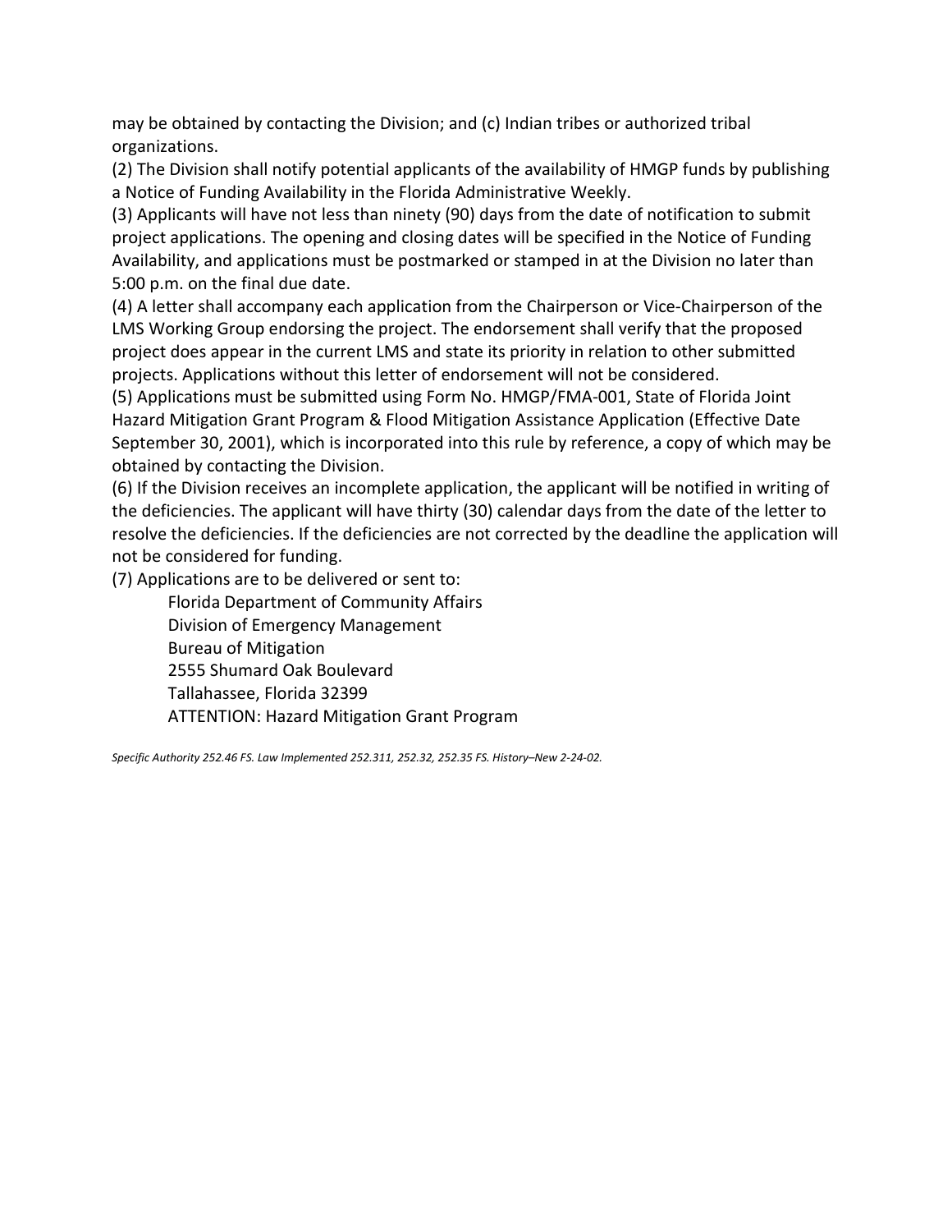may be obtained by contacting the Division; and (c) Indian tribes or authorized tribal organizations.

(2) The Division shall notify potential applicants of the availability of HMGP funds by publishing a Notice of Funding Availability in the Florida Administrative Weekly.

(3) Applicants will have not less than ninety (90) days from the date of notification to submit project applications. The opening and closing dates will be specified in the Notice of Funding Availability, and applications must be postmarked or stamped in at the Division no later than 5:00 p.m. on the final due date.

(4) A letter shall accompany each application from the Chairperson or Vice-Chairperson of the LMS Working Group endorsing the project. The endorsement shall verify that the proposed project does appear in the current LMS and state its priority in relation to other submitted projects. Applications without this letter of endorsement will not be considered.

(5) Applications must be submitted using Form No. HMGP/FMA-001, State of Florida Joint Hazard Mitigation Grant Program & Flood Mitigation Assistance Application (Effective Date September 30, 2001), which is incorporated into this rule by reference, a copy of which may be obtained by contacting the Division.

(6) If the Division receives an incomplete application, the applicant will be notified in writing of the deficiencies. The applicant will have thirty (30) calendar days from the date of the letter to resolve the deficiencies. If the deficiencies are not corrected by the deadline the application will not be considered for funding.

(7) Applications are to be delivered or sent to:

Florida Department of Community Affairs
Division of Emergency Management
Bureau of Mitigation
2555 Shumard Oak Boulevard
Tallahassee, Florida 32399
ATTENTION: Hazard Mitigation Grant Program

*Specific Authority 252.46 FS. Law Implemented 252.311, 252.32, 252.35 FS. History–New 2-24-02.*